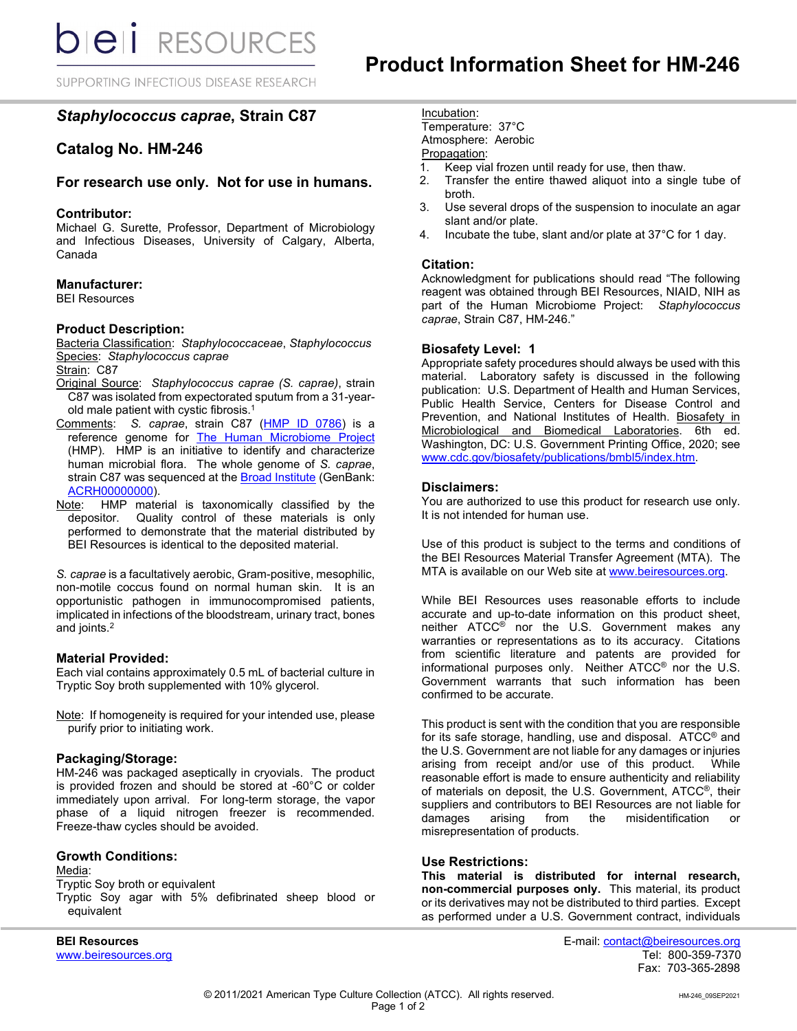# Product Information Sheet for HM-246

## *Staphylococcus caprae*, Strain C87

## Catalog No. HM-246

### For research use only. Not for use in humans.

### Contributor:

Michael G. Surette, Professor, Department of Microbiology and Infectious Diseases, University of Calgary, Alberta, Canada

### Manufacturer:

BEI Resources

### Product Description:

Bacteria Classification: *Staphylococcaceae*, *Staphylococcus*
Species: *Staphylococcus caprae*
Strain: C87
Original Source: *Staphylococcus caprae (S. caprae)*, strain C87 was isolated from expectorated sputum from a 31-year-old male patient with cystic fibrosis.[1]
Comments: *S. caprae*, strain C87 (HMP ID 0786) is a reference genome for The Human Microbiome Project (HMP). HMP is an initiative to identify and characterize human microbial flora. The whole genome of *S. caprae*, strain C87 was sequenced at the Broad Institute (GenBank: ACRH00000000).
Note: HMP material is taxonomically classified by the depositor. Quality control of these materials is only performed to demonstrate that the material distributed by BEI Resources is identical to the deposited material.

*S. caprae* is a facultatively aerobic, Gram-positive, mesophilic, non-motile coccus found on normal human skin. It is an opportunistic pathogen in immunocompromised patients, implicated in infections of the bloodstream, urinary tract, bones and joints.[2]

### Material Provided:

Each vial contains approximately 0.5 mL of bacterial culture in Tryptic Soy broth supplemented with 10% glycerol.

Note: If homogeneity is required for your intended use, please purify prior to initiating work.

### Packaging/Storage:

HM-246 was packaged aseptically in cryovials. The product is provided frozen and should be stored at -60°C or colder immediately upon arrival. For long-term storage, the vapor phase of a liquid nitrogen freezer is recommended. Freeze-thaw cycles should be avoided.

### Growth Conditions:

Media:
Tryptic Soy broth or equivalent
Tryptic Soy agar with 5% defibrinated sheep blood or equivalent

Incubation:
Temperature: 37°C
Atmosphere: Aerobic

Propagation:

1. Keep vial frozen until ready for use, then thaw.
2. Transfer the entire thawed aliquot into a single tube of broth.
3. Use several drops of the suspension to inoculate an agar slant and/or plate.
4. Incubate the tube, slant and/or plate at 37°C for 1 day.

### Citation:

Acknowledgment for publications should read "The following reagent was obtained through BEI Resources, NIAID, NIH as part of the Human Microbiome Project: *Staphylococcus caprae*, Strain C87, HM-246."

### Biosafety Level: 1

Appropriate safety procedures should always be used with this material. Laboratory safety is discussed in the following publication: U.S. Department of Health and Human Services, Public Health Service, Centers for Disease Control and Prevention, and National Institutes of Health. Biosafety in Microbiological and Biomedical Laboratories. 6th ed. Washington, DC: U.S. Government Printing Office, 2020; see www.cdc.gov/biosafety/publications/bmbl5/index.htm.

### Disclaimers:

You are authorized to use this product for research use only. It is not intended for human use.

Use of this product is subject to the terms and conditions of the BEI Resources Material Transfer Agreement (MTA). The MTA is available on our Web site at www.beiresources.org.

While BEI Resources uses reasonable efforts to include accurate and up-to-date information on this product sheet, neither ATCC® nor the U.S. Government makes any warranties or representations as to its accuracy. Citations from scientific literature and patents are provided for informational purposes only. Neither ATCC® nor the U.S. Government warrants that such information has been confirmed to be accurate.

This product is sent with the condition that you are responsible for its safe storage, handling, use and disposal. ATCC® and the U.S. Government are not liable for any damages or injuries arising from receipt and/or use of this product. While reasonable effort is made to ensure authenticity and reliability of materials on deposit, the U.S. Government, ATCC®, their suppliers and contributors to BEI Resources are not liable for damages arising from the misidentification or misrepresentation of products.

### Use Restrictions:

**This material is distributed for internal research, non-commercial purposes only.** This material, its product or its derivatives may not be distributed to third parties. Except as performed under a U.S. Government contract, individuals

**BEI Resources**
www.beiresources.org

E-mail: contact@beiresources.org
Tel: 800-359-7370
Fax: 703-365-2898

© 2011/2021 American Type Culture Collection (ATCC). All rights reserved.

HM-246_09SEP2021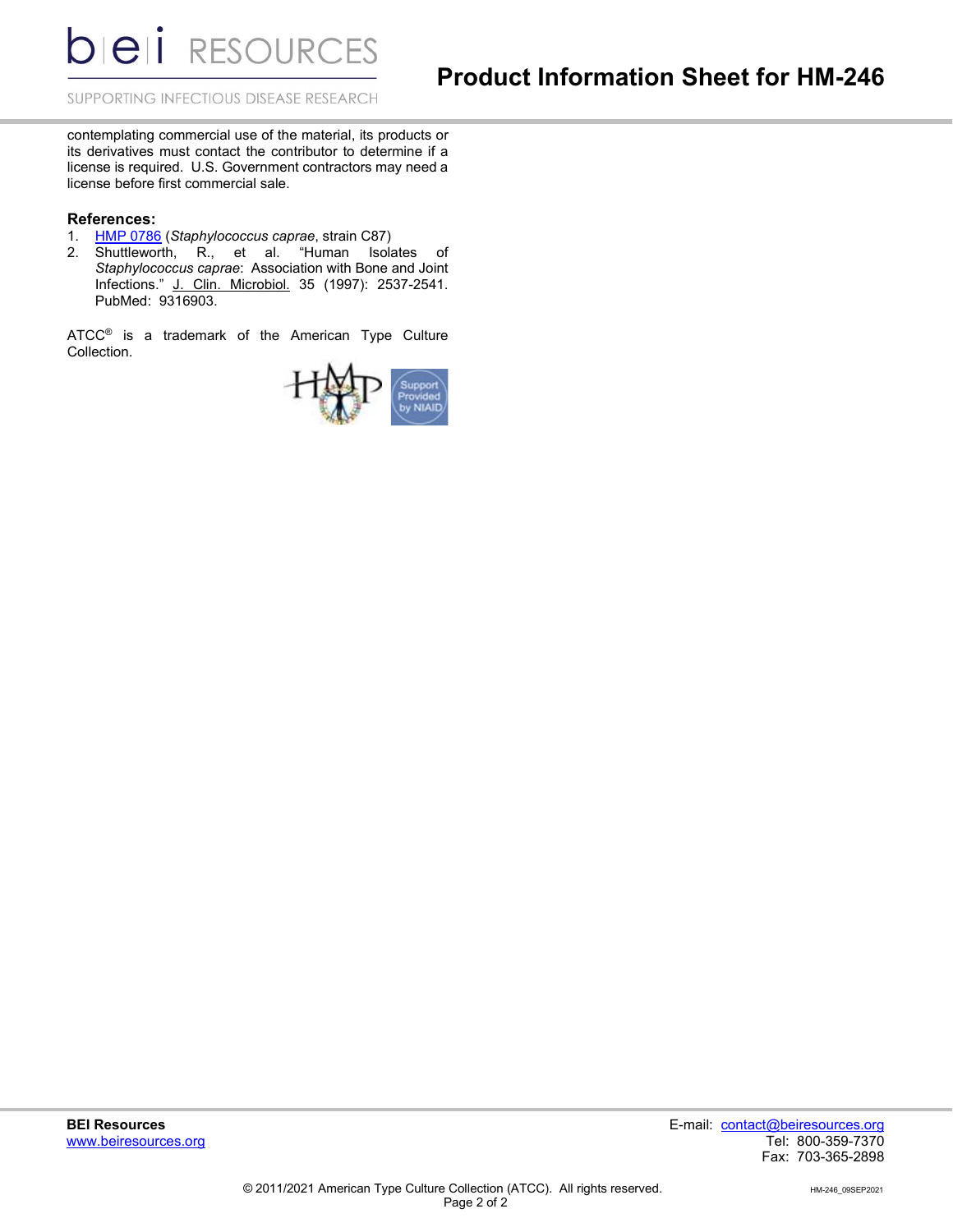contemplating commercial use of the material, its products or its derivatives must contact the contributor to determine if a license is required. U.S. Government contractors may need a license before first commercial sale.

**References:**

1. HMP 0786 (*Staphylococcus caprae*, strain C87)
2. Shuttleworth, R., et al. "Human Isolates of *Staphylococcus caprae*: Association with Bone and Joint Infections." J. Clin. Microbiol. 35 (1997): 2537-2541. PubMed: 9316903.

ATCC® is a trademark of the American Type Culture Collection.

**BEI Resources**
www.beiresources.org

E-mail: contact@beiresources.org
Tel: 800-359-7370
Fax: 703-365-2898

© 2011/2021 American Type Culture Collection (ATCC). All rights reserved.

HM-246_09SEP2021